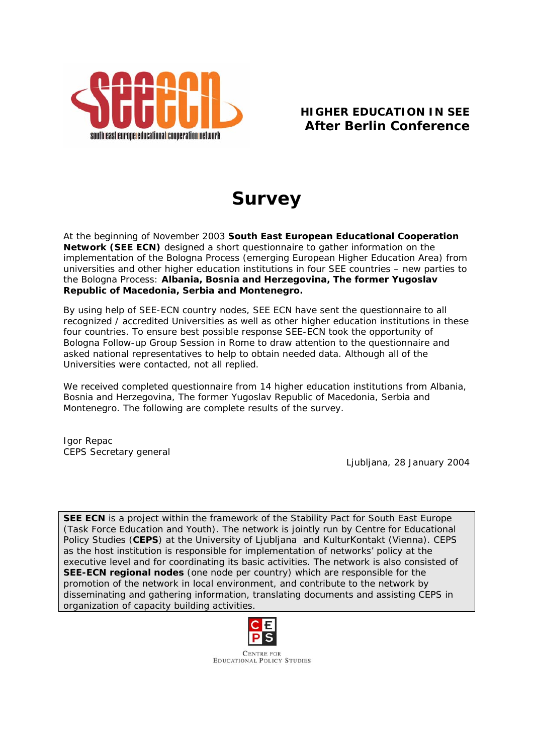**HIGHER EDUCATION IN SEE**
**After Berlin Conference**

# Survey

At the beginning of November 2003 **South East European Educational Cooperation Network (SEE ECN)** designed a short questionnaire to gather information on the implementation of the Bologna Process (emerging European Higher Education Area) from universities and other higher education institutions in four SEE countries – new parties to the Bologna Process: **Albania, Bosnia and Herzegovina, The former Yugoslav Republic of Macedonia, Serbia and Montenegro.**

By using help of SEE-ECN country nodes, SEE ECN have sent the questionnaire to all recognized / accredited Universities as well as other higher education institutions in these four countries. To ensure best possible response SEE-ECN took the opportunity of Bologna Follow-up Group Session in Rome to draw attention to the questionnaire and asked national representatives to help to obtain needed data. Although all of the Universities were contacted, not all replied.

We received completed questionnaire from 14 higher education institutions from Albania, Bosnia and Herzegovina, The former Yugoslav Republic of Macedonia, Serbia and Montenegro. The following are complete results of the survey.

Igor Repac
CEPS Secretary general

Ljubljana, 28 January 2004

**SEE ECN** is a project within the framework of the Stability Pact for South East Europe (Task Force Education and Youth). The network is jointly run by Centre for Educational Policy Studies (**CEPS**) at the University of Ljubljana and KulturKontakt (Vienna). CEPS as the host institution is responsible for implementation of networks' policy at the executive level and for coordinating its basic activities. The network is also consisted of **SEE-ECN regional nodes** (one node per country) which are responsible for the promotion of the network in local environment, and contribute to the network by disseminating and gathering information, translating documents and assisting CEPS in organization of capacity building activities.

Centre for Educational Policy Studies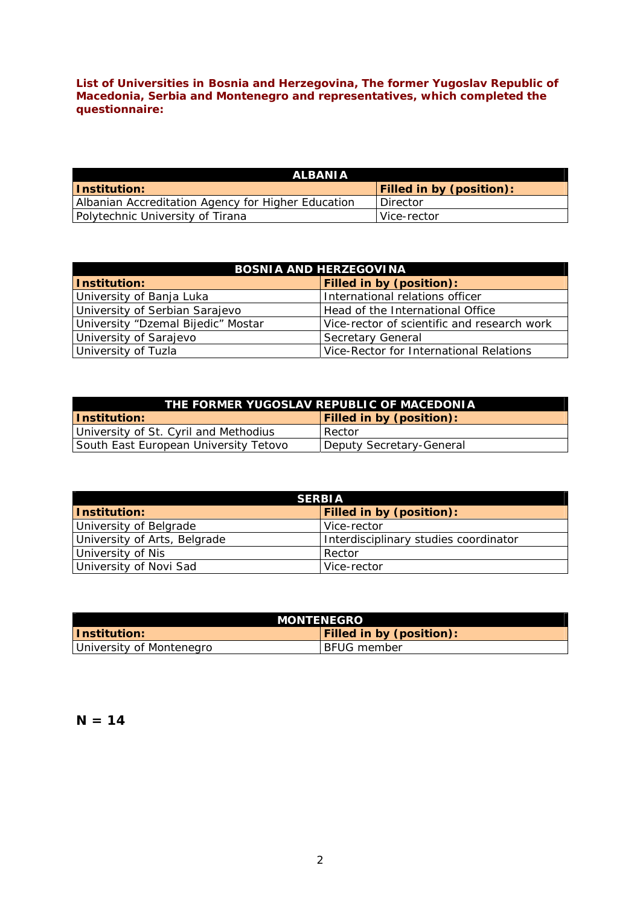**List of Universities in Bosnia and Herzegovina, The former Yugoslav Republic of Macedonia, Serbia and Montenegro and representatives, which completed the questionnaire:**

| ALBANIA | |
|---|---|
| **Institution:** | **Filled in by (position):** |
| Albanian Accreditation Agency for Higher Education | Director |
| Polytechnic University of Tirana | Vice-rector |

| BOSNIA AND HERZEGOVINA | |
|---|---|
| **Institution:** | **Filled in by (position):** |
| University of Banja Luka | International relations officer |
| University of Serbian Sarajevo | Head of the International Office |
| University “Dzemal Bijedic” Mostar | Vice-rector of scientific and research work |
| University of Sarajevo | Secretary General |
| University of Tuzla | Vice-Rector for International Relations |

| THE FORMER YUGOSLAV REPUBLIC OF MACEDONIA | |
|---|---|
| **Institution:** | **Filled in by (position):** |
| University of St. Cyril and Methodius | Rector |
| South East European University Tetovo | Deputy Secretary-General |

| SERBIA | |
|---|---|
| **Institution:** | **Filled in by (position):** |
| University of Belgrade | Vice-rector |
| University of Arts, Belgrade | Interdisciplinary studies coordinator |
| University of Nis | Rector |
| University of Novi Sad | Vice-rector |

| MONTENEGRO | |
|---|---|
| **Institution:** | **Filled in by (position):** |
| University of Montenegro | BFUG member |

**N = 14**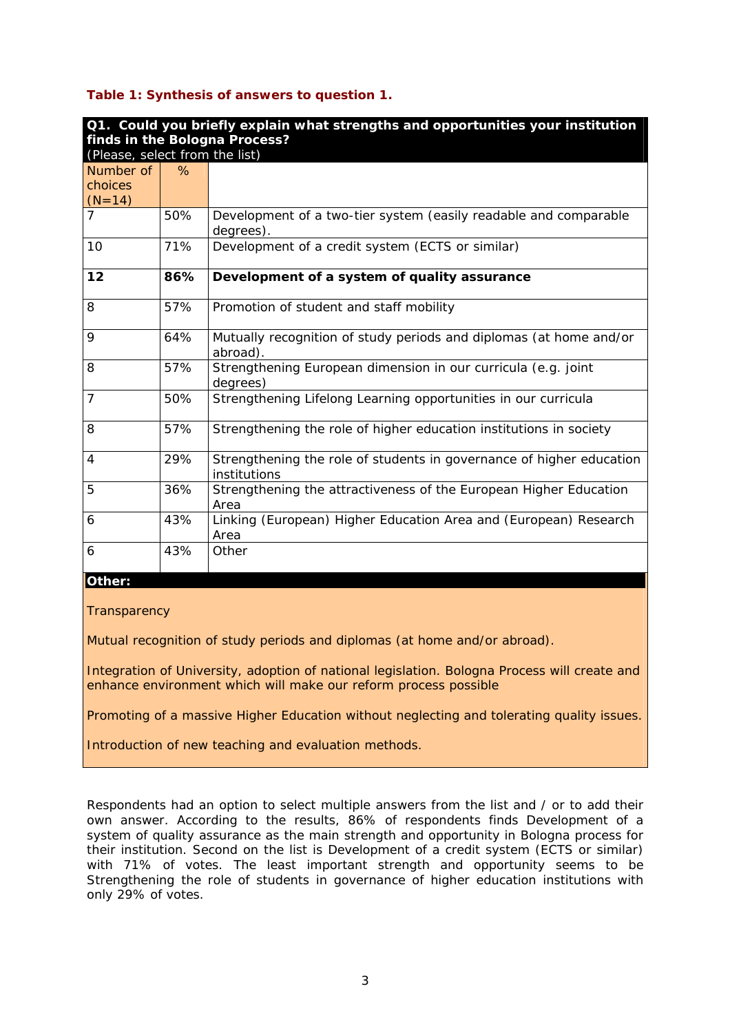**Table 1: Synthesis of answers to question 1.**

| **Q1. Could you briefly explain what strengths and opportunities your institution finds in the Bologna Process?** (Please, select from the list) | | |
|---|---|---|
| Number of choices (N=14) | % | |
| 7 | 50% | Development of a two-tier system (easily readable and comparable degrees). |
| 10 | 71% | Development of a credit system (ECTS or similar) |
| **12** | **86%** | **Development of a system of quality assurance** |
| 8 | 57% | Promotion of student and staff mobility |
| 9 | 64% | Mutually recognition of study periods and diplomas (at home and/or abroad). |
| 8 | 57% | Strengthening European dimension in our curricula (e.g. joint degrees) |
| 7 | 50% | Strengthening Lifelong Learning opportunities in our curricula |
| 8 | 57% | Strengthening the role of higher education institutions in society |
| 4 | 29% | Strengthening the role of students in governance of higher education institutions |
| 5 | 36% | Strengthening the attractiveness of the European Higher Education Area |
| 6 | 43% | Linking (European) Higher Education Area and (European) Research Area |
| 6 | 43% | Other |

**Other:**

Transparency

Mutual recognition of study periods and diplomas (at home and/or abroad).

Integration of University, adoption of national legislation. Bologna Process will create and enhance environment which will make our reform process possible

Promoting of a massive Higher Education without neglecting and tolerating quality issues.

Introduction of new teaching and evaluation methods.

Respondents had an option to select multiple answers from the list and / or to add their own answer. According to the results, 86% of respondents finds Development of a system of quality assurance as the main strength and opportunity in Bologna process for their institution. Second on the list is Development of a credit system (ECTS or similar) with 71% of votes. The least important strength and opportunity seems to be Strengthening the role of students in governance of higher education institutions with only 29% of votes.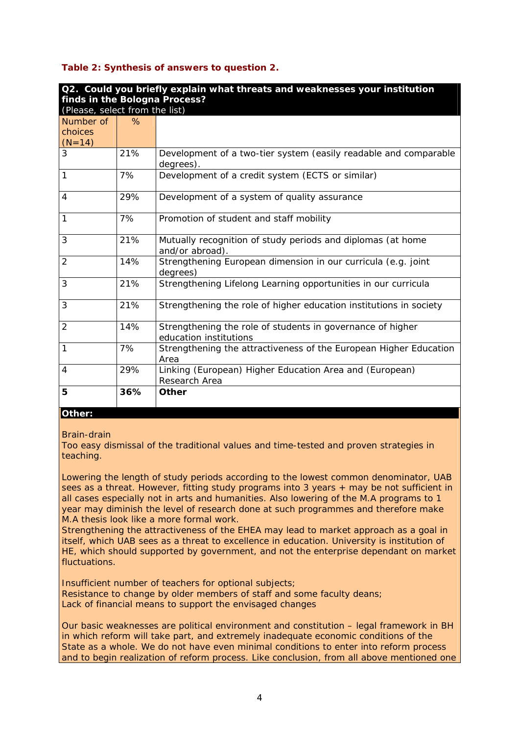**Table 2: Synthesis of answers to question 2.**

| **Q2. Could you briefly explain what threats and weaknesses your institution finds in the Bologna Process?** (Please, select from the list) | | |
|---|---|---|
| Number of choices (N=14) | % | |
| 3 | 21% | Development of a two-tier system (easily readable and comparable degrees). |
| 1 | 7% | Development of a credit system (ECTS or similar) |
| 4 | 29% | Development of a system of quality assurance |
| 1 | 7% | Promotion of student and staff mobility |
| 3 | 21% | Mutually recognition of study periods and diplomas (at home and/or abroad). |
| 2 | 14% | Strengthening European dimension in our curricula (e.g. joint degrees) |
| 3 | 21% | Strengthening Lifelong Learning opportunities in our curricula |
| 3 | 21% | Strengthening the role of higher education institutions in society |
| 2 | 14% | Strengthening the role of students in governance of higher education institutions |
| 1 | 7% | Strengthening the attractiveness of the European Higher Education Area |
| 4 | 29% | Linking (European) Higher Education Area and (European) Research Area |
| **5** | **36%** | **Other** |

**Other:**

Brain-drain
Too easy dismissal of the traditional values and time-tested and proven strategies in teaching.

Lowering the length of study periods according to the lowest common denominator, UAB sees as a threat. However, fitting study programs into 3 years + may be not sufficient in all cases especially not in arts and humanities. Also lowering of the M.A programs to 1 year may diminish the level of research done at such programmes and therefore make M.A thesis look like a more formal work.
Strengthening the attractiveness of the EHEA may lead to market approach as a goal in itself, which UAB sees as a threat to excellence in education. University is institution of HE, which should supported by government, and not the enterprise dependant on market fluctuations.

Insufficient number of teachers for optional subjects;
Resistance to change by older members of staff and some faculty deans;
Lack of financial means to support the envisaged changes

Our basic weaknesses are political environment and constitution – legal framework in BH in which reform will take part, and extremely inadequate economic conditions of the State as a whole. We do not have even minimal conditions to enter into reform process and to begin realization of reform process. Like conclusion, from all above mentioned one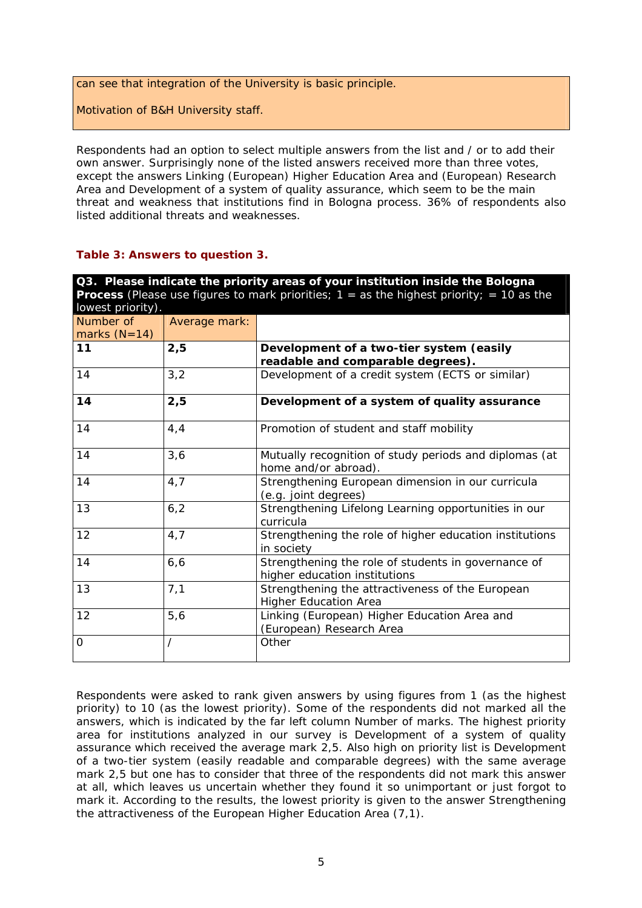| can see that integration of the University is basic principle.<br><br>Motivation of B&H University staff. |
|---|

Respondents had an option to select multiple answers from the list and / or to add their own answer. Surprisingly none of the listed answers received more than three votes, except the answers Linking (European) Higher Education Area and (European) Research Area and Development of a system of quality assurance, which seem to be the main threat and weakness that institutions find in Bologna process. 36% of respondents also listed additional threats and weaknesses.

**Table 3: Answers to question 3.**

| **Q3. Please indicate the priority areas of your institution inside the Bologna Process** (Please use figures to mark priorities; 1 = as the highest priority; = 10 as the lowest priority). | | |
|---|---|---|
| Number of marks (N=14) | Average mark: | |
| **11** | **2,5** | **Development of a two-tier system (easily readable and comparable degrees).** |
| 14 | 3,2 | Development of a credit system (ECTS or similar) |
| **14** | **2,5** | **Development of a system of quality assurance** |
| 14 | 4,4 | Promotion of student and staff mobility |
| 14 | 3,6 | Mutually recognition of study periods and diplomas (at home and/or abroad). |
| 14 | 4,7 | Strengthening European dimension in our curricula (e.g. joint degrees) |
| 13 | 6,2 | Strengthening Lifelong Learning opportunities in our curricula |
| 12 | 4,7 | Strengthening the role of higher education institutions in society |
| 14 | 6,6 | Strengthening the role of students in governance of higher education institutions |
| 13 | 7,1 | Strengthening the attractiveness of the European Higher Education Area |
| 12 | 5,6 | Linking (European) Higher Education Area and (European) Research Area |
| 0 | / | Other |

Respondents were asked to rank given answers by using figures from 1 (as the highest priority) to 10 (as the lowest priority). Some of the respondents did not marked all the answers, which is indicated by the far left column Number of marks. The highest priority area for institutions analyzed in our survey is Development of a system of quality assurance which received the average mark 2,5. Also high on priority list is Development of a two-tier system (easily readable and comparable degrees) with the same average mark 2,5 but one has to consider that three of the respondents did not mark this answer at all, which leaves us uncertain whether they found it so unimportant or just forgot to mark it. According to the results, the lowest priority is given to the answer Strengthening the attractiveness of the European Higher Education Area (7,1).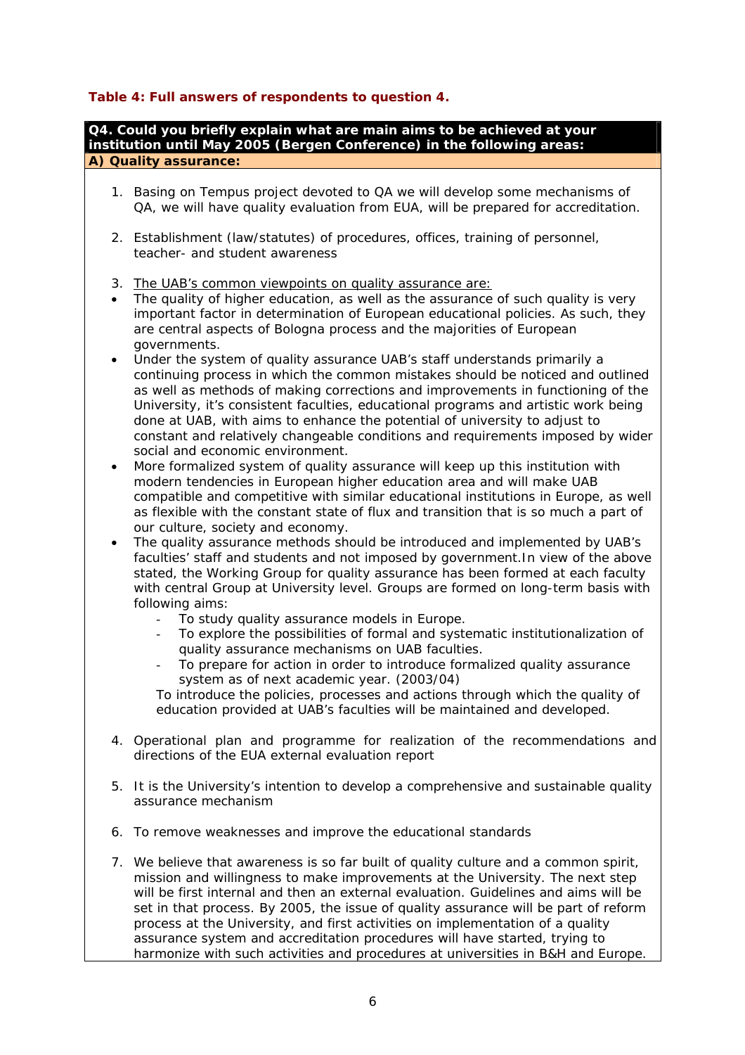**Table 4: Full answers of respondents to question 4.**

**Q4. Could you briefly explain what are main aims to be achieved at your institution until May 2005 (Bergen Conference) in the following areas:**

**A) Quality assurance:**

1. Basing on Tempus project devoted to QA we will develop some mechanisms of QA, we will have quality evaluation from EUA, will be prepared for accreditation.

2. Establishment (law/statutes) of procedures, offices, training of personnel, teacher- and student awareness

3. The UAB's common viewpoints on quality assurance are:

- The quality of higher education, as well as the assurance of such quality is very important factor in determination of European educational policies. As such, they are central aspects of Bologna process and the majorities of European governments.
- Under the system of quality assurance UAB's staff understands primarily a continuing process in which the common mistakes should be noticed and outlined as well as methods of making corrections and improvements in functioning of the University, it's consistent faculties, educational programs and artistic work being done at UAB, with aims to enhance the potential of university to adjust to constant and relatively changeable conditions and requirements imposed by wider social and economic environment.
- More formalized system of quality assurance will keep up this institution with modern tendencies in European higher education area and will make UAB compatible and competitive with similar educational institutions in Europe, as well as flexible with the constant state of flux and transition that is so much a part of our culture, society and economy.
- The quality assurance methods should be introduced and implemented by UAB's faculties' staff and students and not imposed by government.In view of the above stated, the Working Group for quality assurance has been formed at each faculty with central Group at University level. Groups are formed on long-term basis with following aims:
  - To study quality assurance models in Europe.
  - To explore the possibilities of formal and systematic institutionalization of quality assurance mechanisms on UAB faculties.
  - To prepare for action in order to introduce formalized quality assurance system as of next academic year. (2003/04)

  To introduce the policies, processes and actions through which the quality of education provided at UAB's faculties will be maintained and developed.

4. Operational plan and programme for realization of the recommendations and directions of the EUA external evaluation report

5. It is the University's intention to develop a comprehensive and sustainable quality assurance mechanism

6. To remove weaknesses and improve the educational standards

7. We believe that awareness is so far built of quality culture and a common spirit, mission and willingness to make improvements at the University. The next step will be first internal and then an external evaluation. Guidelines and aims will be set in that process. By 2005, the issue of quality assurance will be part of reform process at the University, and first activities on implementation of a quality assurance system and accreditation procedures will have started, trying to harmonize with such activities and procedures at universities in B&H and Europe.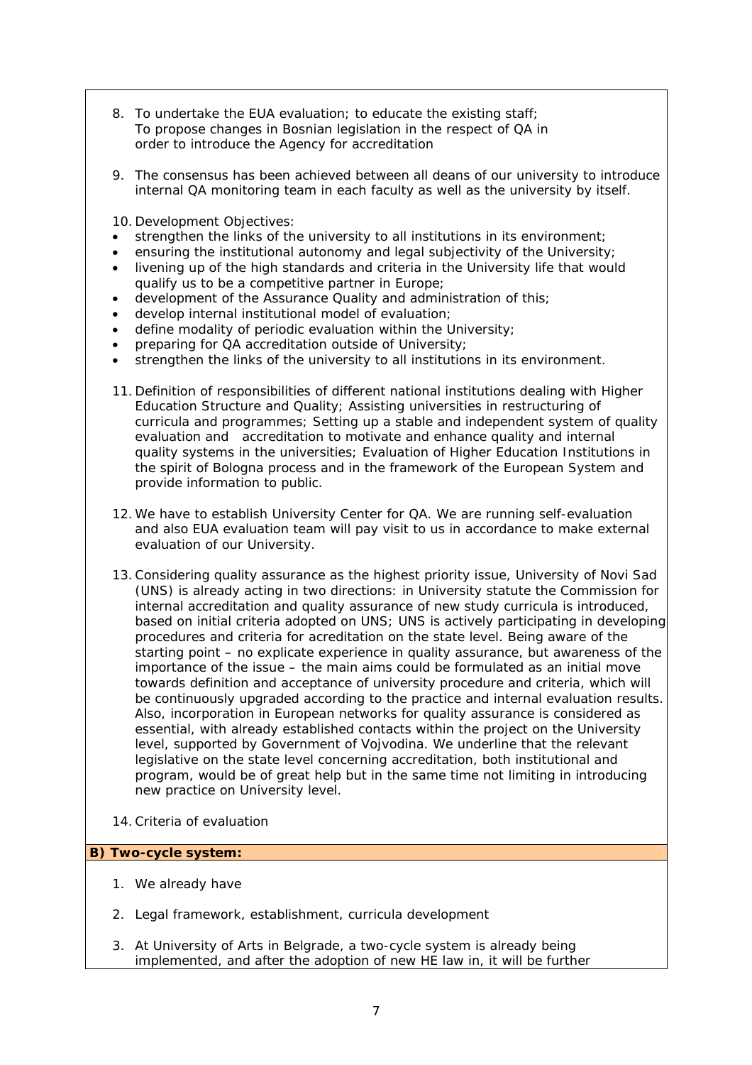8. To undertake the EUA evaluation; to educate the existing staff; To propose changes in Bosnian legislation in the respect of QA in order to introduce the Agency for accreditation

9. The consensus has been achieved between all deans of our university to introduce internal QA monitoring team in each faculty as well as the university by itself.

10. Development Objectives:

- strengthen the links of the university to all institutions in its environment;
- ensuring the institutional autonomy and legal subjectivity of the University;
- livening up of the high standards and criteria in the University life that would qualify us to be a competitive partner in Europe;
- development of the Assurance Quality and administration of this;
- develop internal institutional model of evaluation;
- define modality of periodic evaluation within the University;
- preparing for QA accreditation outside of University;
- strengthen the links of the university to all institutions in its environment.

11. Definition of responsibilities of different national institutions dealing with Higher Education Structure and Quality; Assisting universities in restructuring of curricula and programmes; Setting up a stable and independent system of quality evaluation and accreditation to motivate and enhance quality and internal quality systems in the universities; Evaluation of Higher Education Institutions in the spirit of Bologna process and in the framework of the European System and provide information to public.

12. We have to establish University Center for QA. We are running self-evaluation and also EUA evaluation team will pay visit to us in accordance to make external evaluation of our University.

13. Considering quality assurance as the highest priority issue, University of Novi Sad (UNS) is already acting in two directions: in University statute the Commission for internal accreditation and quality assurance of new study curricula is introduced, based on initial criteria adopted on UNS; UNS is actively participating in developing procedures and criteria for acreditation on the state level. Being aware of the starting point – no explicate experience in quality assurance, but awareness of the importance of the issue – the main aims could be formulated as an initial move towards definition and acceptance of university procedure and criteria, which will be continuously upgraded according to the practice and internal evaluation results. Also, incorporation in European networks for quality assurance is considered as essential, with already established contacts within the project on the University level, supported by Government of Vojvodina. We underline that the relevant legislative on the state level concerning accreditation, both institutional and program, would be of great help but in the same time not limiting in introducing new practice on University level.

14. Criteria of evaluation

**B) Two-cycle system:**

1. We already have

2. Legal framework, establishment, curricula development

3. At University of Arts in Belgrade, a two-cycle system is already being implemented, and after the adoption of new HE law in, it will be further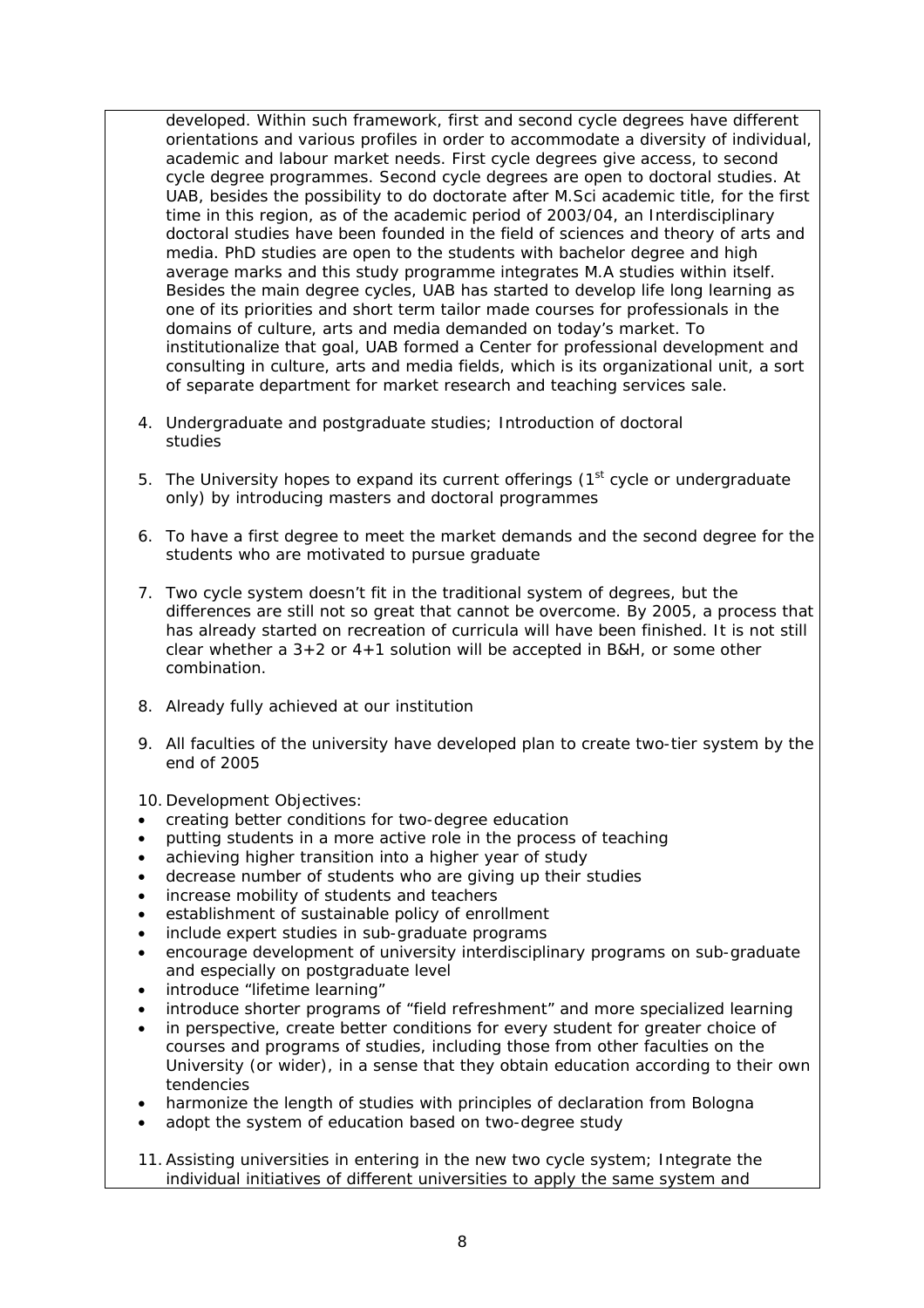developed. Within such framework, first and second cycle degrees have different orientations and various profiles in order to accommodate a diversity of individual, academic and labour market needs. First cycle degrees give access, to second cycle degree programmes. Second cycle degrees are open to doctoral studies. At UAB, besides the possibility to do doctorate after M.Sci academic title, for the first time in this region, as of the academic period of 2003/04, an Interdisciplinary doctoral studies have been founded in the field of sciences and theory of arts and media. PhD studies are open to the students with bachelor degree and high average marks and this study programme integrates M.A studies within itself. Besides the main degree cycles, UAB has started to develop life long learning as one of its priorities and short term tailor made courses for professionals in the domains of culture, arts and media demanded on today's market. To institutionalize that goal, UAB formed a Center for professional development and consulting in culture, arts and media fields, which is its organizational unit, a sort of separate department for market research and teaching services sale.

4. Undergraduate and postgraduate studies; Introduction of doctoral studies

5. The University hopes to expand its current offerings (1st cycle or undergraduate only) by introducing masters and doctoral programmes

6. To have a first degree to meet the market demands and the second degree for the students who are motivated to pursue graduate

7. Two cycle system doesn't fit in the traditional system of degrees, but the differences are still not so great that cannot be overcome. By 2005, a process that has already started on recreation of curricula will have been finished. It is not still clear whether a 3+2 or 4+1 solution will be accepted in B&H, or some other combination.

8. Already fully achieved at our institution

9. All faculties of the university have developed plan to create two-tier system by the end of 2005

10. Development Objectives:

- creating better conditions for two-degree education
- putting students in a more active role in the process of teaching
- achieving higher transition into a higher year of study
- decrease number of students who are giving up their studies
- increase mobility of students and teachers
- establishment of sustainable policy of enrollment
- include expert studies in sub-graduate programs
- encourage development of university interdisciplinary programs on sub-graduate and especially on postgraduate level
- introduce "lifetime learning"
- introduce shorter programs of "field refreshment" and more specialized learning
- in perspective, create better conditions for every student for greater choice of courses and programs of studies, including those from other faculties on the University (or wider), in a sense that they obtain education according to their own tendencies
- harmonize the length of studies with principles of declaration from Bologna
- adopt the system of education based on two-degree study

11. Assisting universities in entering in the new two cycle system; Integrate the individual initiatives of different universities to apply the same system and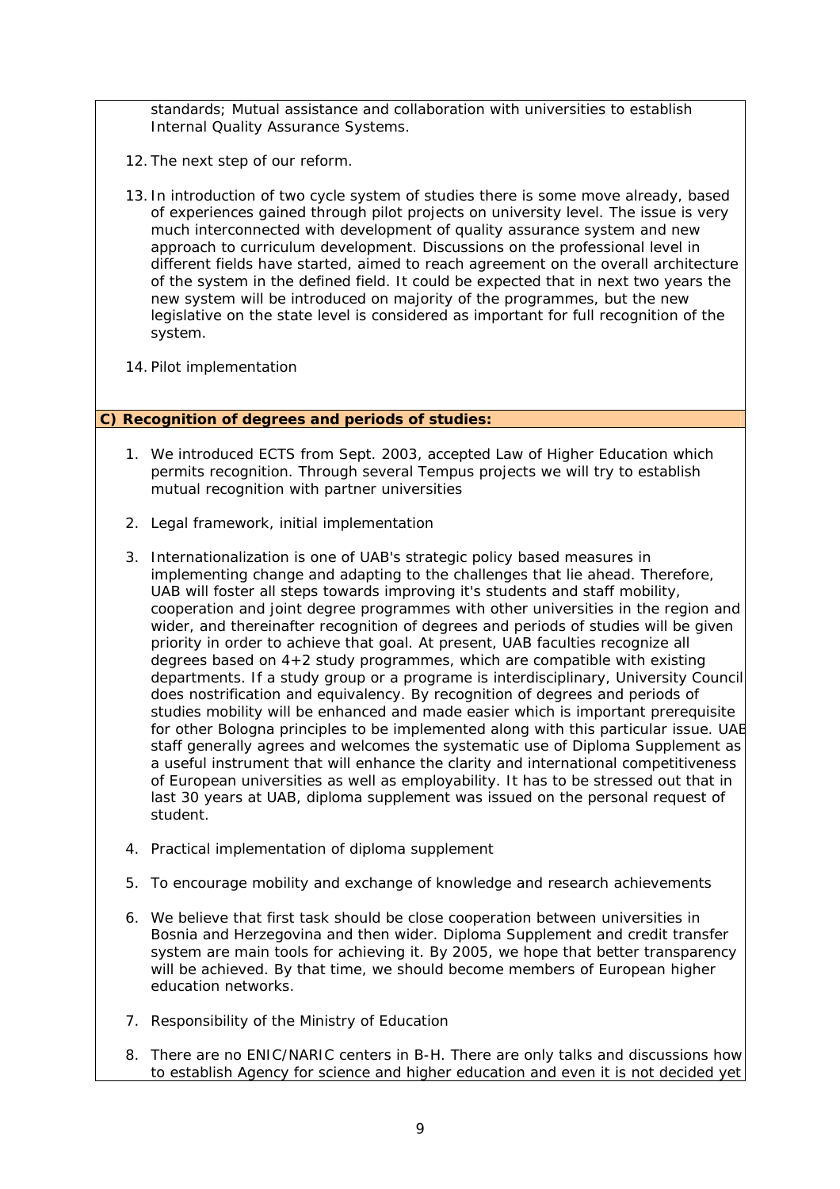standards; Mutual assistance and collaboration with universities to establish Internal Quality Assurance Systems.

12. The next step of our reform.

13. In introduction of two cycle system of studies there is some move already, based of experiences gained through pilot projects on university level. The issue is very much interconnected with development of quality assurance system and new approach to curriculum development. Discussions on the professional level in different fields have started, aimed to reach agreement on the overall architecture of the system in the defined field. It could be expected that in next two years the new system will be introduced on majority of the programmes, but the new legislative on the state level is considered as important for full recognition of the system.

14. Pilot implementation

**C) Recognition of degrees and periods of studies:**

1. We introduced ECTS from Sept. 2003, accepted Law of Higher Education which permits recognition. Through several Tempus projects we will try to establish mutual recognition with partner universities

2. Legal framework, initial implementation

3. Internationalization is one of UAB's strategic policy based measures in implementing change and adapting to the challenges that lie ahead. Therefore, UAB will foster all steps towards improving it's students and staff mobility, cooperation and joint degree programmes with other universities in the region and wider, and thereinafter recognition of degrees and periods of studies will be given priority in order to achieve that goal. At present, UAB faculties recognize all degrees based on 4+2 study programmes, which are compatible with existing departments. If a study group or a programe is interdisciplinary, University Council does nostrification and equivalency. By recognition of degrees and periods of studies mobility will be enhanced and made easier which is important prerequisite for other Bologna principles to be implemented along with this particular issue. UAB staff generally agrees and welcomes the systematic use of Diploma Supplement as a useful instrument that will enhance the clarity and international competitiveness of European universities as well as employability. It has to be stressed out that in last 30 years at UAB, diploma supplement was issued on the personal request of student.

4. Practical implementation of diploma supplement

5. To encourage mobility and exchange of knowledge and research achievements

6. We believe that first task should be close cooperation between universities in Bosnia and Herzegovina and then wider. Diploma Supplement and credit transfer system are main tools for achieving it. By 2005, we hope that better transparency will be achieved. By that time, we should become members of European higher education networks.

7. Responsibility of the Ministry of Education

8. There are no ENIC/NARIC centers in B-H. There are only talks and discussions how to establish Agency for science and higher education and even it is not decided yet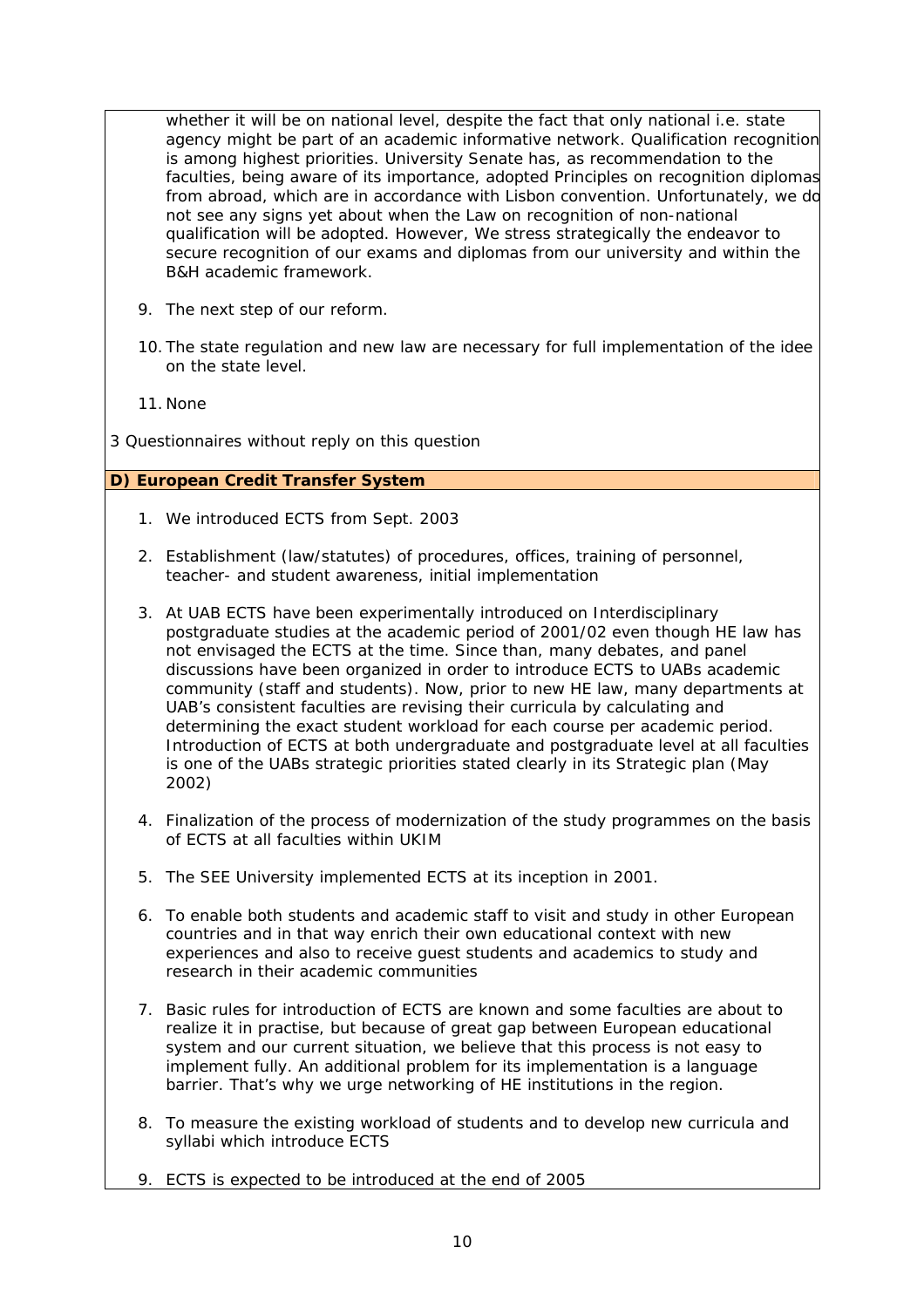whether it will be on national level, despite the fact that only national i.e. state agency might be part of an academic informative network. Qualification recognition is among highest priorities. University Senate has, as recommendation to the faculties, being aware of its importance, adopted Principles on recognition diplomas from abroad, which are in accordance with Lisbon convention. Unfortunately, we do not see any signs yet about when the Law on recognition of non-national qualification will be adopted. However, We stress strategically the endeavor to secure recognition of our exams and diplomas from our university and within the B&H academic framework.

9. The next step of our reform.

10. The state regulation and new law are necessary for full implementation of the idee on the state level.

11. None

3 Questionnaires without reply on this question

**D) European Credit Transfer System**

1. We introduced ECTS from Sept. 2003

2. Establishment (law/statutes) of procedures, offices, training of personnel, teacher- and student awareness, initial implementation

3. At UAB ECTS have been experimentally introduced on Interdisciplinary postgraduate studies at the academic period of 2001/02 even though HE law has not envisaged the ECTS at the time. Since than, many debates, and panel discussions have been organized in order to introduce ECTS to UABs academic community (staff and students). Now, prior to new HE law, many departments at UAB's consistent faculties are revising their curricula by calculating and determining the exact student workload for each course per academic period. Introduction of ECTS at both undergraduate and postgraduate level at all faculties is one of the UABs strategic priorities stated clearly in its Strategic plan (May 2002)

4. Finalization of the process of modernization of the study programmes on the basis of ECTS at all faculties within UKIM

5. The SEE University implemented ECTS at its inception in 2001.

6. To enable both students and academic staff to visit and study in other European countries and in that way enrich their own educational context with new experiences and also to receive guest students and academics to study and research in their academic communities

7. Basic rules for introduction of ECTS are known and some faculties are about to realize it in practise, but because of great gap between European educational system and our current situation, we believe that this process is not easy to implement fully. An additional problem for its implementation is a language barrier. That's why we urge networking of HE institutions in the region.

8. To measure the existing workload of students and to develop new curricula and syllabi which introduce ECTS

9. ECTS is expected to be introduced at the end of 2005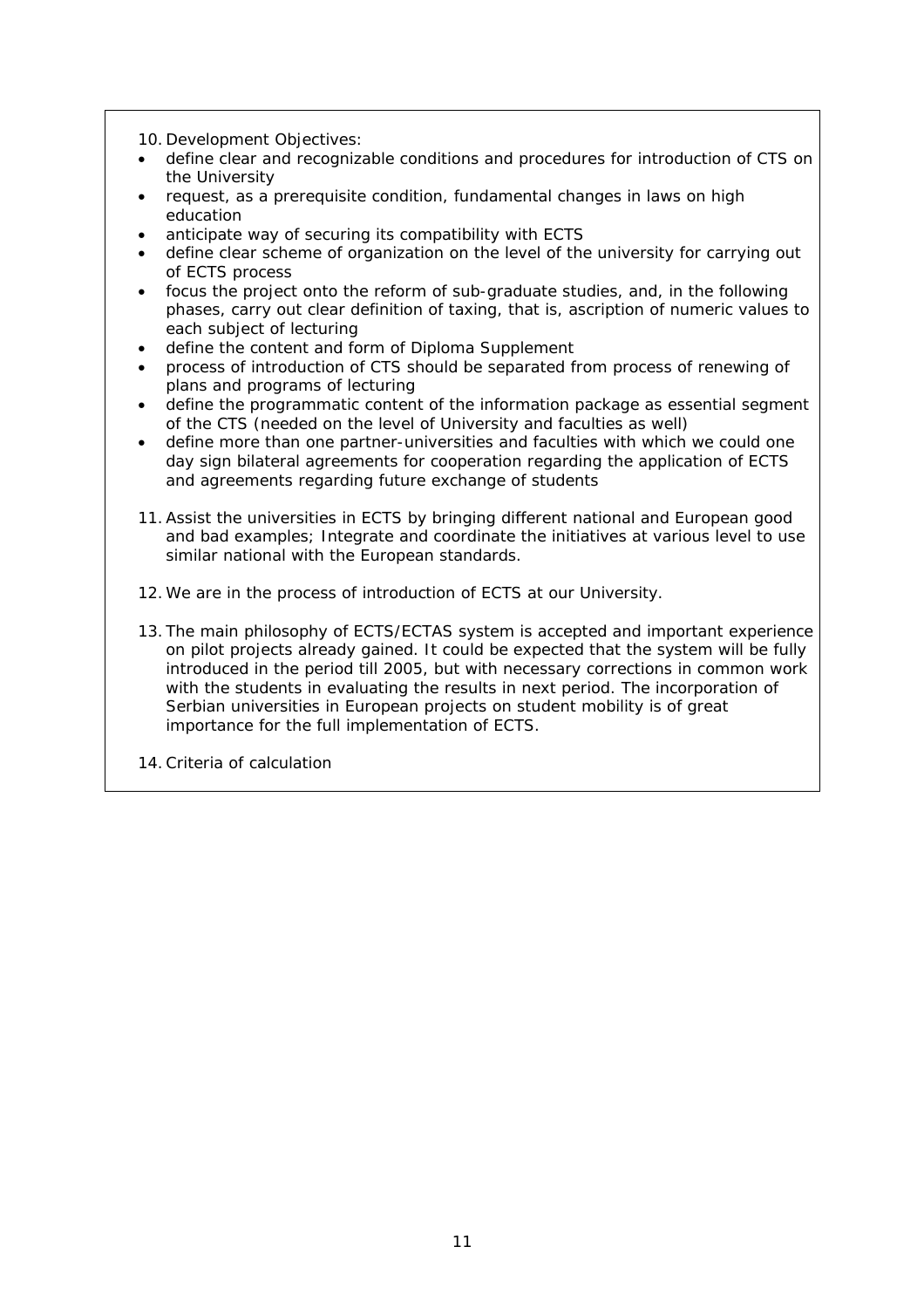10. Development Objectives:

- define clear and recognizable conditions and procedures for introduction of CTS on the University
- request, as a prerequisite condition, fundamental changes in laws on high education
- anticipate way of securing its compatibility with ECTS
- define clear scheme of organization on the level of the university for carrying out of ECTS process
- focus the project onto the reform of sub-graduate studies, and, in the following phases, carry out clear definition of taxing, that is, ascription of numeric values to each subject of lecturing
- define the content and form of Diploma Supplement
- process of introduction of CTS should be separated from process of renewing of plans and programs of lecturing
- define the programmatic content of the information package as essential segment of the CTS (needed on the level of University and faculties as well)
- define more than one partner-universities and faculties with which we could one day sign bilateral agreements for cooperation regarding the application of ECTS and agreements regarding future exchange of students

11. Assist the universities in ECTS by bringing different national and European good and bad examples; Integrate and coordinate the initiatives at various level to use similar national with the European standards.

12. We are in the process of introduction of ECTS at our University.

13. The main philosophy of ECTS/ECTAS system is accepted and important experience on pilot projects already gained. It could be expected that the system will be fully introduced in the period till 2005, but with necessary corrections in common work with the students in evaluating the results in next period. The incorporation of Serbian universities in European projects on student mobility is of great importance for the full implementation of ECTS.

14. Criteria of calculation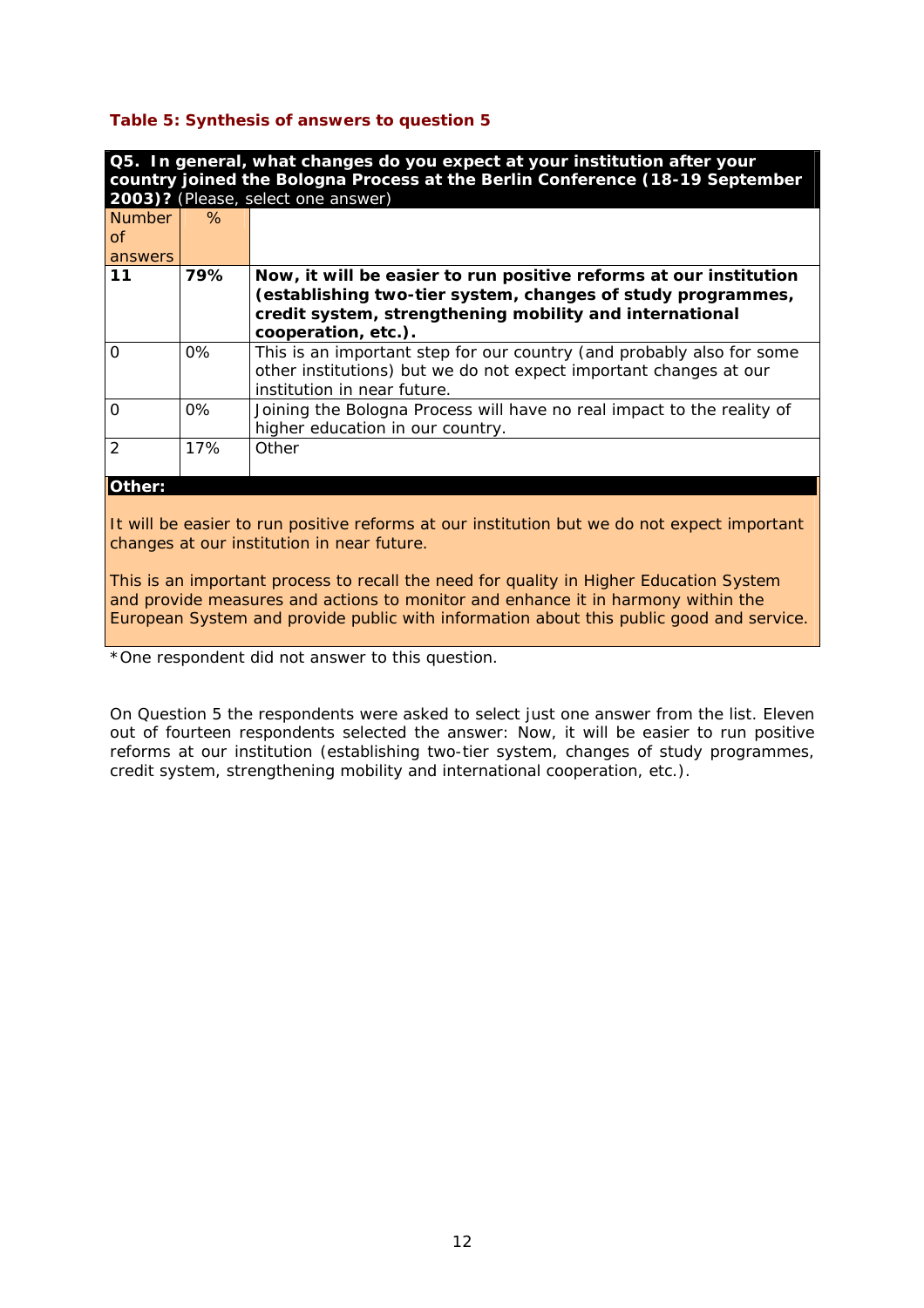**Table 5: Synthesis of answers to question 5**

| Q5. In general, what changes do you expect at your institution after your country joined the Bologna Process at the Berlin Conference (18-19 September 2003)? (Please, select one answer) | | |
|---|---|---|
| Number of answers | % | |
| **11** | **79%** | **Now, it will be easier to run positive reforms at our institution (establishing two-tier system, changes of study programmes, credit system, strengthening mobility and international cooperation, etc.).** |
| 0 | 0% | This is an important step for our country (and probably also for some other institutions) but we do not expect important changes at our institution in near future. |
| 0 | 0% | Joining the Bologna Process will have no real impact to the reality of higher education in our country. |
| 2 | 17% | Other |

**Other:**

It will be easier to run positive reforms at our institution but we do not expect important changes at our institution in near future.

This is an important process to recall the need for quality in Higher Education System and provide measures and actions to monitor and enhance it in harmony within the European System and provide public with information about this public good and service.

*One respondent did not answer to this question.

On Question 5 the respondents were asked to select just one answer from the list. Eleven out of fourteen respondents selected the answer: Now, it will be easier to run positive reforms at our institution (establishing two-tier system, changes of study programmes, credit system, strengthening mobility and international cooperation, etc.).